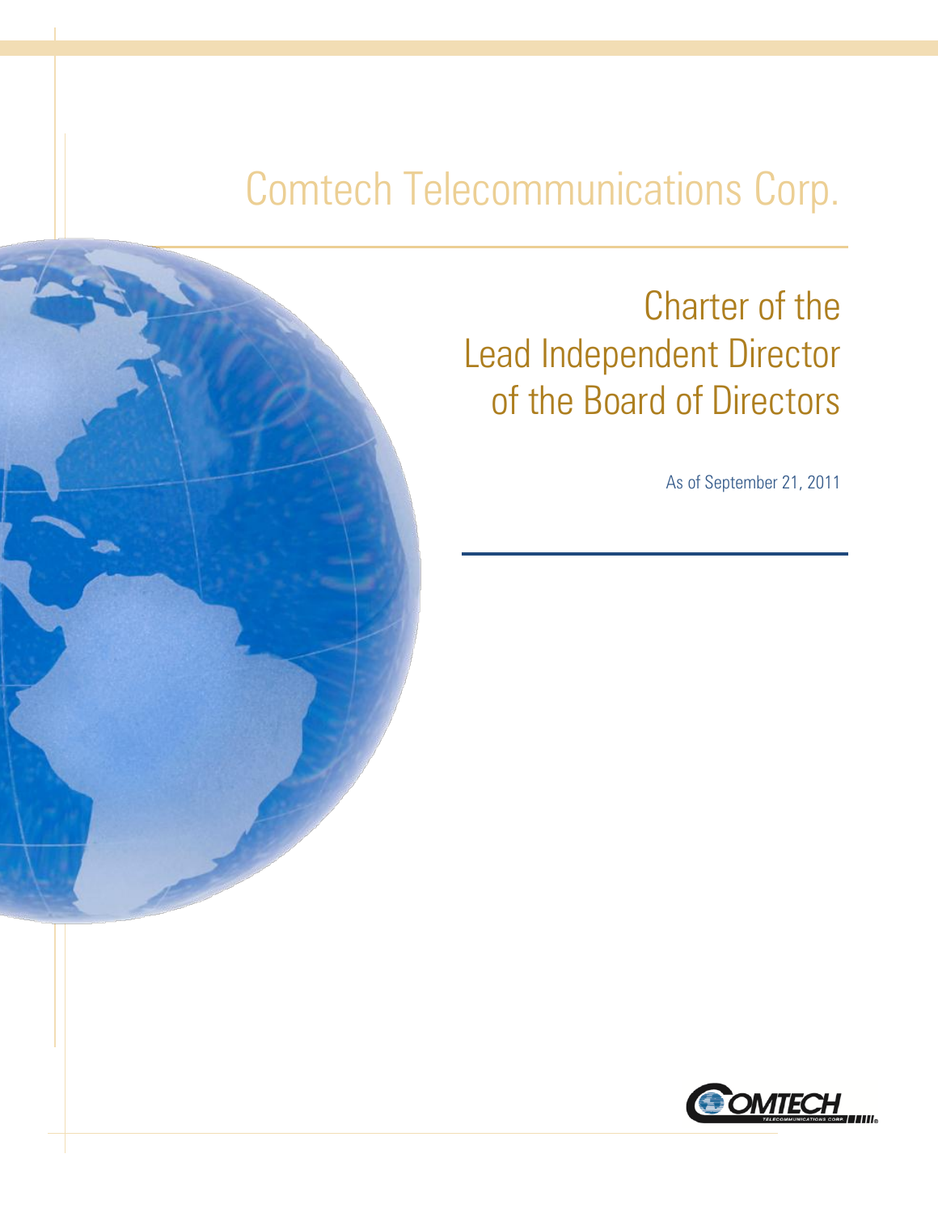# Comtech Telecommunications Corp.

## Charter of the Lead Independent Director of the Board of Directors

As of September 21, 2011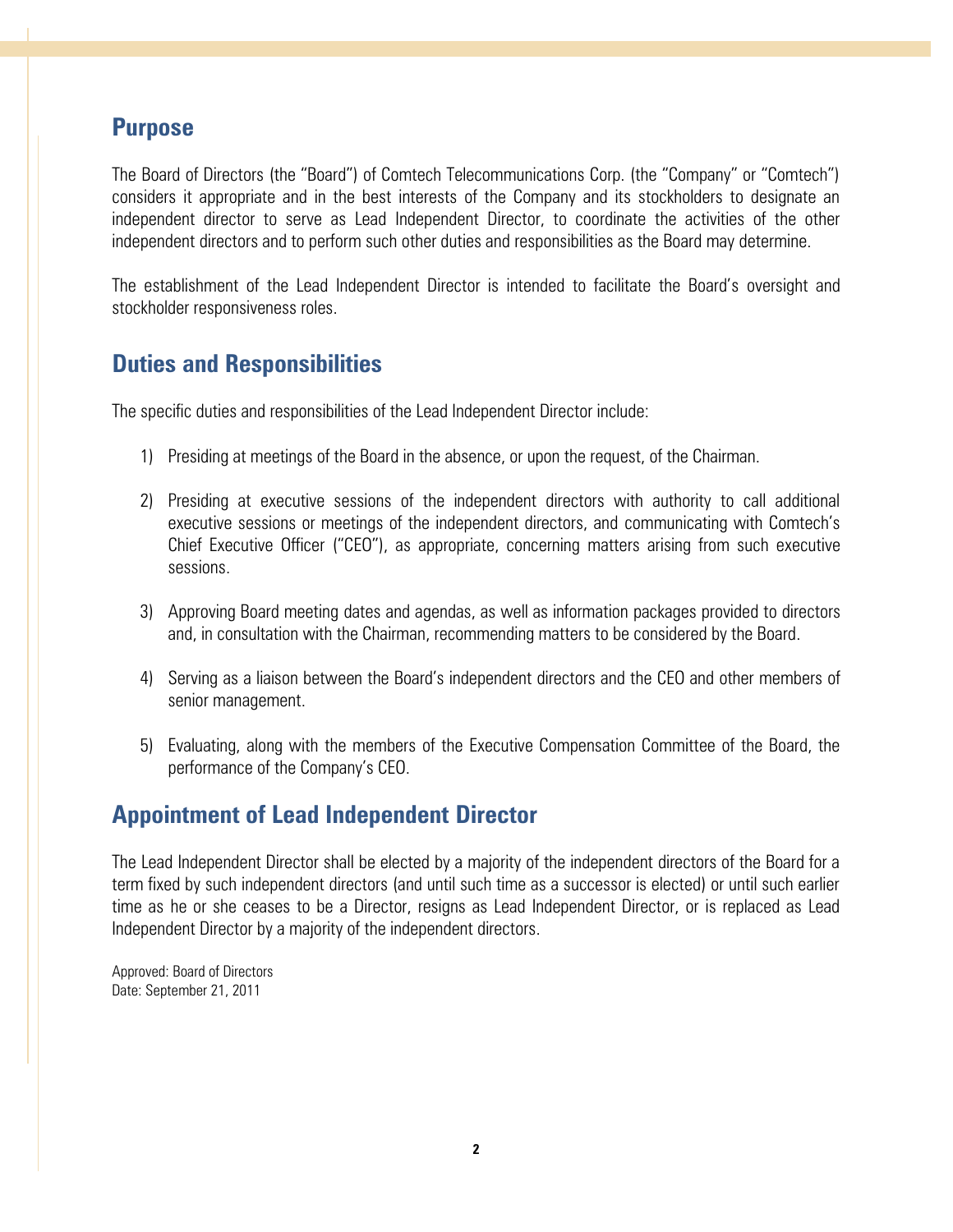## Purpose

The Board of Directors (the "Board") of Comtech Telecommunications Corp. (the "Company" or "Comtech") considers it appropriate and in the best interests of the Company and its stockholders to designate an independent director to serve as Lead Independent Director, to coordinate the activities of the other independent directors and to perform such other duties and responsibilities as the Board may determine.

The establishment of the Lead Independent Director is intended to facilitate the Board's oversight and stockholder responsiveness roles.

## Duties and Responsibilities

The specific duties and responsibilities of the Lead Independent Director include:

1) Presiding at meetings of the Board in the absence, or upon the request, of the Chairman.

2) Presiding at executive sessions of the independent directors with authority to call additional executive sessions or meetings of the independent directors, and communicating with Comtech's Chief Executive Officer ("CEO"), as appropriate, concerning matters arising from such executive sessions.

3) Approving Board meeting dates and agendas, as well as information packages provided to directors and, in consultation with the Chairman, recommending matters to be considered by the Board.

4) Serving as a liaison between the Board's independent directors and the CEO and other members of senior management.

5) Evaluating, along with the members of the Executive Compensation Committee of the Board, the performance of the Company's CEO.

## Appointment of Lead Independent Director

The Lead Independent Director shall be elected by a majority of the independent directors of the Board for a term fixed by such independent directors (and until such time as a successor is elected) or until such earlier time as he or she ceases to be a Director, resigns as Lead Independent Director, or is replaced as Lead Independent Director by a majority of the independent directors.

Approved: Board of Directors
Date: September 21, 2011